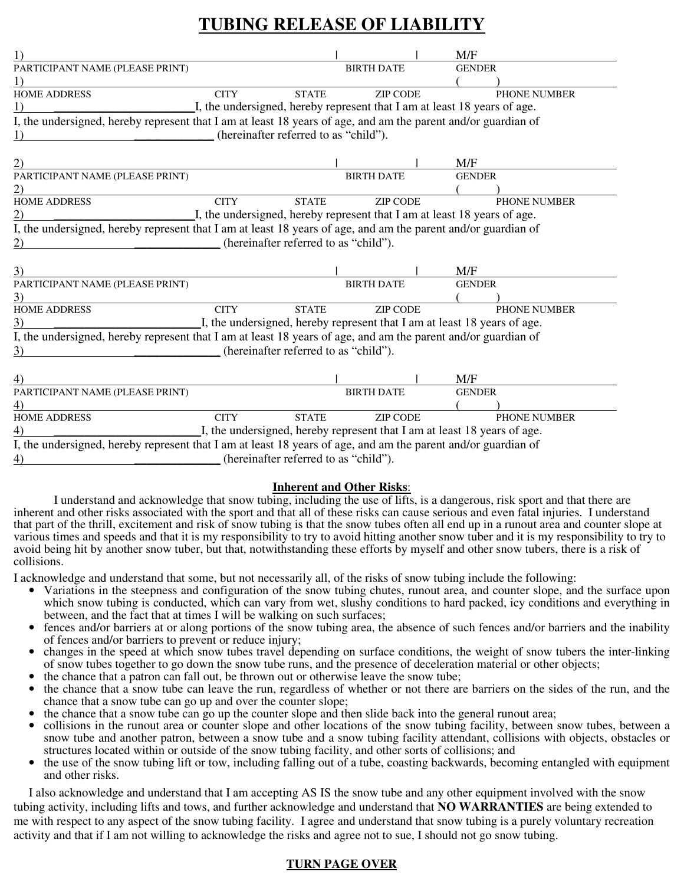# TUBING RELEASE OF LIABILITY

1) ______________________________ | ____________ | M/F ______
PARTICIPANT NAME (PLEASE PRINT) BIRTH DATE GENDER
1) ______________________________ ( )
HOME ADDRESS CITY STATE ZIP CODE PHONE NUMBER
1) ________________________I, the undersigned, hereby represent that I am at least 18 years of age.
I, the undersigned, hereby represent that I am at least 18 years of age, and am the parent and/or guardian of
1) ______________ (hereinafter referred to as "child").

2) ______________________________ | ____________ | M/F ______
PARTICIPANT NAME (PLEASE PRINT) BIRTH DATE GENDER
2) ______________________________ ( )
HOME ADDRESS CITY STATE ZIP CODE PHONE NUMBER
2) ________________________I, the undersigned, hereby represent that I am at least 18 years of age.
I, the undersigned, hereby represent that I am at least 18 years of age, and am the parent and/or guardian of
2) ______________ (hereinafter referred to as "child").

3) ______________________________ | ____________ | M/F ______
PARTICIPANT NAME (PLEASE PRINT) BIRTH DATE GENDER
3) ______________________________ ( )
HOME ADDRESS CITY STATE ZIP CODE PHONE NUMBER
3) ________________________I, the undersigned, hereby represent that I am at least 18 years of age.
I, the undersigned, hereby represent that I am at least 18 years of age, and am the parent and/or guardian of
3) ______________ (hereinafter referred to as "child").

4) ______________________________ | ____________ | M/F ______
PARTICIPANT NAME (PLEASE PRINT) BIRTH DATE GENDER
4) ______________________________ ( )
HOME ADDRESS CITY STATE ZIP CODE PHONE NUMBER
4) ________________________I, the undersigned, hereby represent that I am at least 18 years of age.
I, the undersigned, hereby represent that I am at least 18 years of age, and am the parent and/or guardian of
4) ______________ (hereinafter referred to as "child").

**Inherent and Other Risks**:

I understand and acknowledge that snow tubing, including the use of lifts, is a dangerous, risk sport and that there are inherent and other risks associated with the sport and that all of these risks can cause serious and even fatal injuries. I understand that part of the thrill, excitement and risk of snow tubing is that the snow tubes often all end up in a runout area and counter slope at various times and speeds and that it is my responsibility to try to avoid hitting another snow tuber and it is my responsibility to try to avoid being hit by another snow tuber, but that, notwithstanding these efforts by myself and other snow tubers, there is a risk of collisions.

I acknowledge and understand that some, but not necessarily all, of the risks of snow tubing include the following:

- Variations in the steepness and configuration of the snow tubing chutes, runout area, and counter slope, and the surface upon which snow tubing is conducted, which can vary from wet, slushy conditions to hard packed, icy conditions and everything in between, and the fact that at times I will be walking on such surfaces;
- fences and/or barriers at or along portions of the snow tubing area, the absence of such fences and/or barriers and the inability of fences and/or barriers to prevent or reduce injury;
- changes in the speed at which snow tubes travel depending on surface conditions, the weight of snow tubers the inter-linking of snow tubes together to go down the snow tube runs, and the presence of deceleration material or other objects;
- the chance that a patron can fall out, be thrown out or otherwise leave the snow tube;
- the chance that a snow tube can leave the run, regardless of whether or not there are barriers on the sides of the run, and the chance that a snow tube can go up and over the counter slope;
- the chance that a snow tube can go up the counter slope and then slide back into the general runout area;
- collisions in the runout area or counter slope and other locations of the snow tubing facility, between snow tubes, between a snow tube and another patron, between a snow tube and a snow tubing facility attendant, collisions with objects, obstacles or structures located within or outside of the snow tubing facility, and other sorts of collisions; and
- the use of the snow tubing lift or tow, including falling out of a tube, coasting backwards, becoming entangled with equipment and other risks.

I also acknowledge and understand that I am accepting AS IS the snow tube and any other equipment involved with the snow tubing activity, including lifts and tows, and further acknowledge and understand that **NO WARRANTIES** are being extended to me with respect to any aspect of the snow tubing facility. I agree and understand that snow tubing is a purely voluntary recreation activity and that if I am not willing to acknowledge the risks and agree not to sue, I should not go snow tubing.

**TURN PAGE OVER**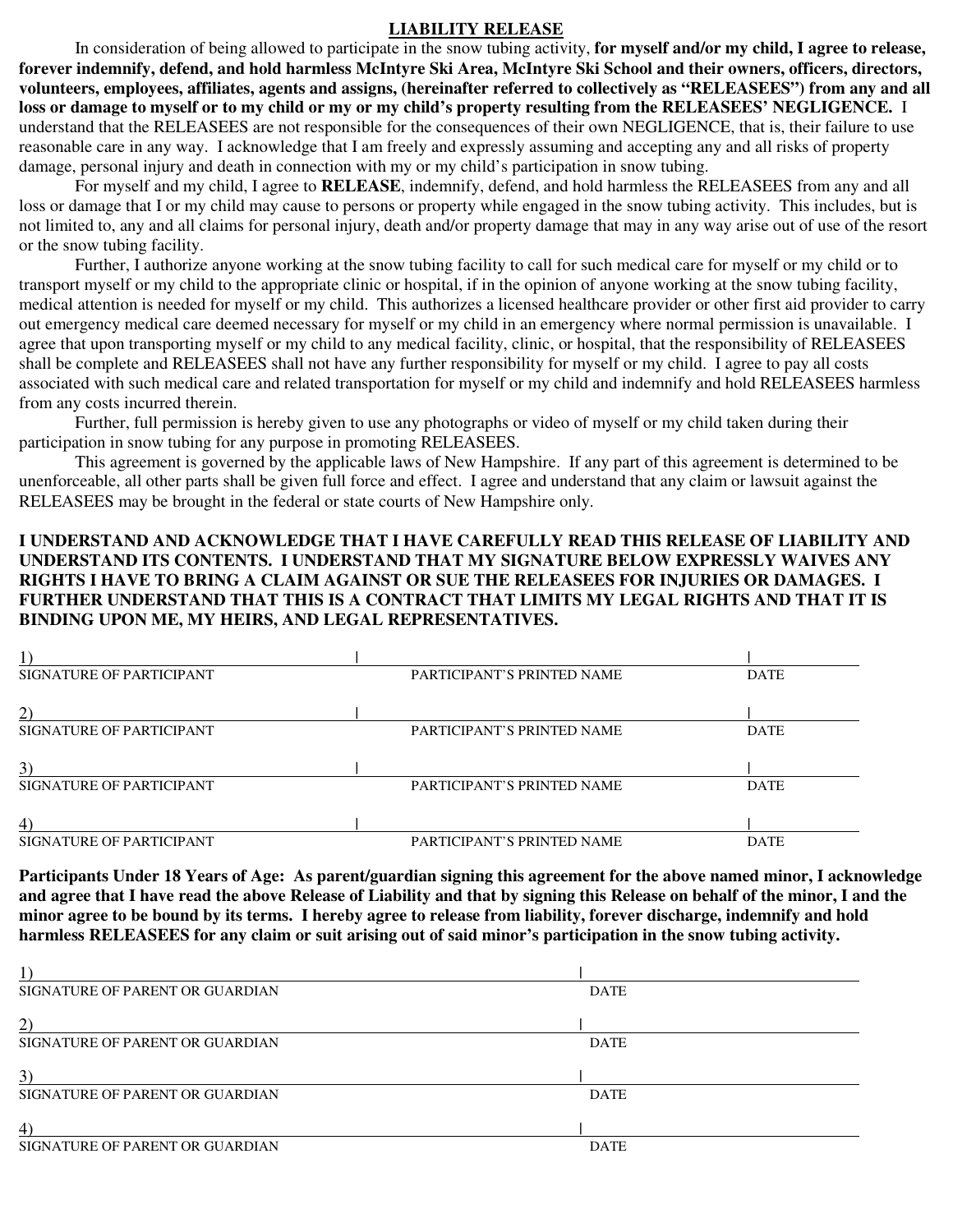# LIABILITY RELEASE

In consideration of being allowed to participate in the snow tubing activity, **for myself and/or my child, I agree to release, forever indemnify, defend, and hold harmless McIntyre Ski Area, McIntyre Ski School and their owners, officers, directors, volunteers, employees, affiliates, agents and assigns, (hereinafter referred to collectively as "RELEASEES") from any and all loss or damage to myself or to my child or my or my child's property resulting from the RELEASEES' NEGLIGENCE.** I understand that the RELEASEES are not responsible for the consequences of their own NEGLIGENCE, that is, their failure to use reasonable care in any way. I acknowledge that I am freely and expressly assuming and accepting any and all risks of property damage, personal injury and death in connection with my or my child's participation in snow tubing.

For myself and my child, I agree to **RELEASE**, indemnify, defend, and hold harmless the RELEASEES from any and all loss or damage that I or my child may cause to persons or property while engaged in the snow tubing activity. This includes, but is not limited to, any and all claims for personal injury, death and/or property damage that may in any way arise out of use of the resort or the snow tubing facility.

Further, I authorize anyone working at the snow tubing facility to call for such medical care for myself or my child or to transport myself or my child to the appropriate clinic or hospital, if in the opinion of anyone working at the snow tubing facility, medical attention is needed for myself or my child. This authorizes a licensed healthcare provider or other first aid provider to carry out emergency medical care deemed necessary for myself or my child in an emergency where normal permission is unavailable. I agree that upon transporting myself or my child to any medical facility, clinic, or hospital, that the responsibility of RELEASEES shall be complete and RELEASEES shall not have any further responsibility for myself or my child. I agree to pay all costs associated with such medical care and related transportation for myself or my child and indemnify and hold RELEASEES harmless from any costs incurred therein.

Further, full permission is hereby given to use any photographs or video of myself or my child taken during their participation in snow tubing for any purpose in promoting RELEASEES.

This agreement is governed by the applicable laws of New Hampshire. If any part of this agreement is determined to be unenforceable, all other parts shall be given full force and effect. I agree and understand that any claim or lawsuit against the RELEASEES may be brought in the federal or state courts of New Hampshire only.

**I UNDERSTAND AND ACKNOWLEDGE THAT I HAVE CAREFULLY READ THIS RELEASE OF LIABILITY AND UNDERSTAND ITS CONTENTS. I UNDERSTAND THAT MY SIGNATURE BELOW EXPRESSLY WAIVES ANY RIGHTS I HAVE TO BRING A CLAIM AGAINST OR SUE THE RELEASEES FOR INJURIES OR DAMAGES. I FURTHER UNDERSTAND THAT THIS IS A CONTRACT THAT LIMITS MY LEGAL RIGHTS AND THAT IT IS BINDING UPON ME, MY HEIRS, AND LEGAL REPRESENTATIVES.**

| SIGNATURE OF PARTICIPANT | PARTICIPANT'S PRINTED NAME | DATE |
|---|---|---|
| 1) | | |
| 2) | | |
| 3) | | |
| 4) | | |

**Participants Under 18 Years of Age: As parent/guardian signing this agreement for the above named minor, I acknowledge and agree that I have read the above Release of Liability and that by signing this Release on behalf of the minor, I and the minor agree to be bound by its terms. I hereby agree to release from liability, forever discharge, indemnify and hold harmless RELEASEES for any claim or suit arising out of said minor's participation in the snow tubing activity.**

| SIGNATURE OF PARENT OR GUARDIAN | DATE |
|---|---|
| 1) | |
| 2) | |
| 3) | |
| 4) | |